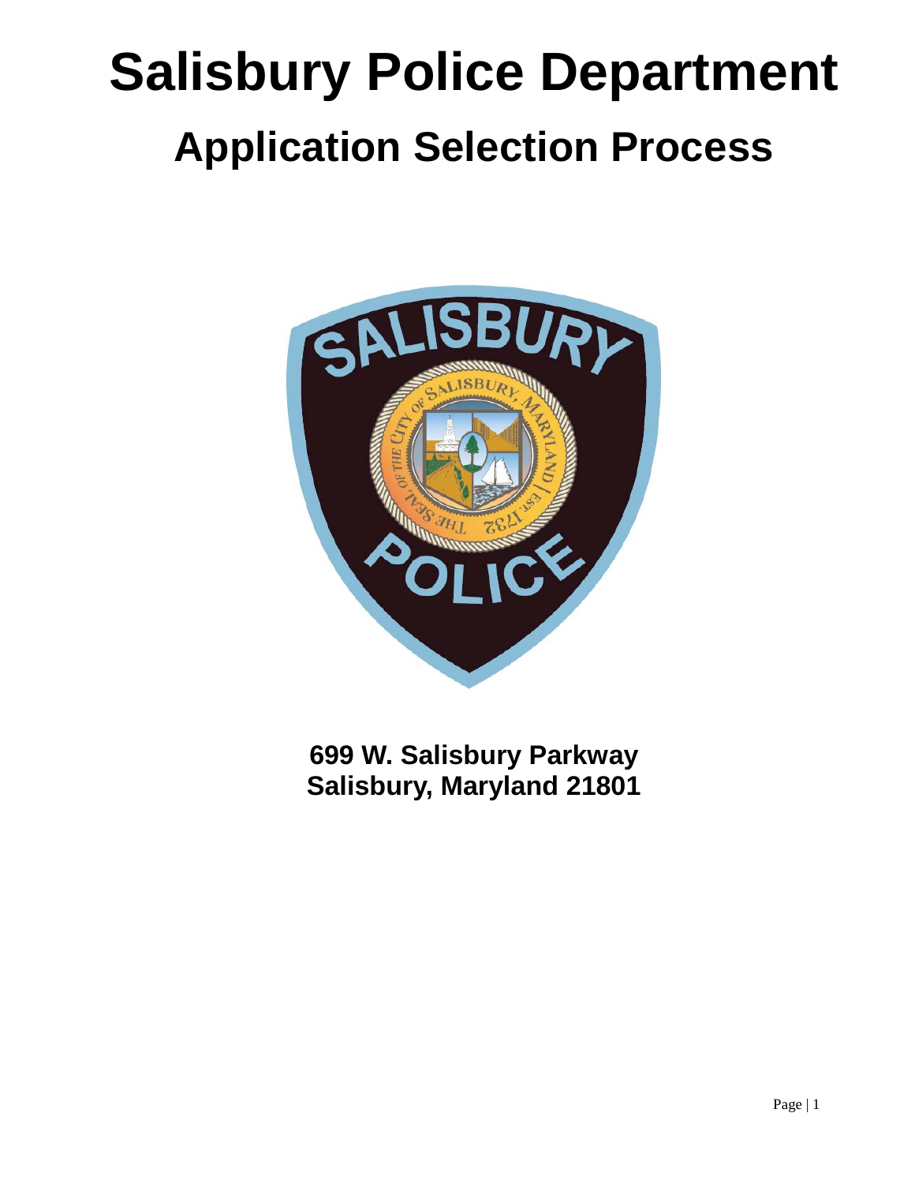# Salisbury Police Department

## Application Selection Process

**699 W. Salisbury Parkway**
**Salisbury, Maryland 21801**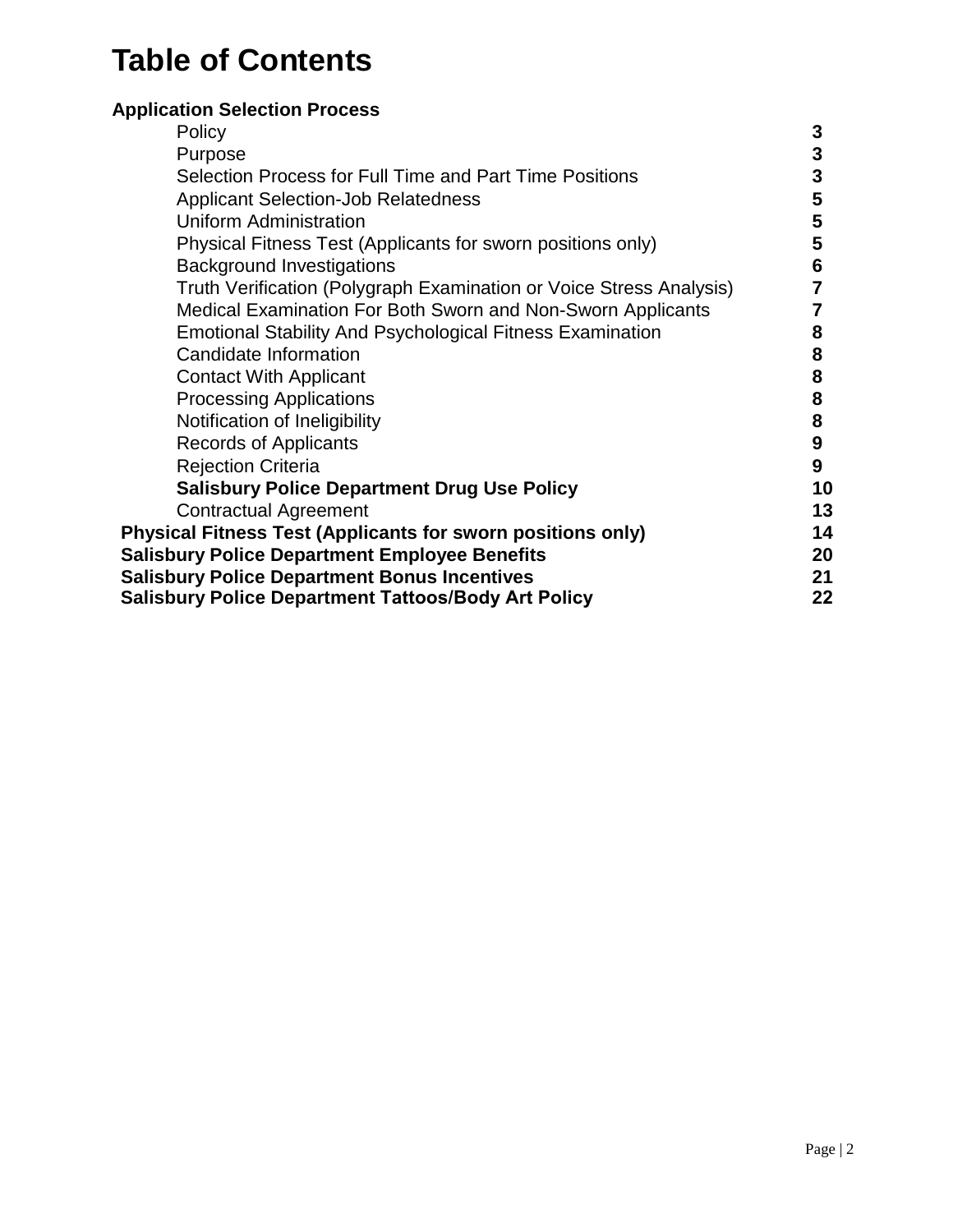# Table of Contents

| **Application Selection Process** | |
|---|---|
| Policy | **3** |
| Purpose | **3** |
| Selection Process for Full Time and Part Time Positions | **3** |
| Applicant Selection-Job Relatedness | **5** |
| Uniform Administration | **5** |
| Physical Fitness Test (Applicants for sworn positions only) | **5** |
| Background Investigations | **6** |
| Truth Verification (Polygraph Examination or Voice Stress Analysis) | **7** |
| Medical Examination For Both Sworn and Non-Sworn Applicants | **7** |
| Emotional Stability And Psychological Fitness Examination | **8** |
| Candidate Information | **8** |
| Contact With Applicant | **8** |
| Processing Applications | **8** |
| Notification of Ineligibility | **8** |
| Records of Applicants | **9** |
| Rejection Criteria | **9** |
| **Salisbury Police Department Drug Use Policy** | **10** |
| Contractual Agreement | **13** |
| **Physical Fitness Test (Applicants for sworn positions only)** | **14** |
| **Salisbury Police Department Employee Benefits** | **20** |
| **Salisbury Police Department Bonus Incentives** | **21** |
| **Salisbury Police Department Tattoos/Body Art Policy** | **22** |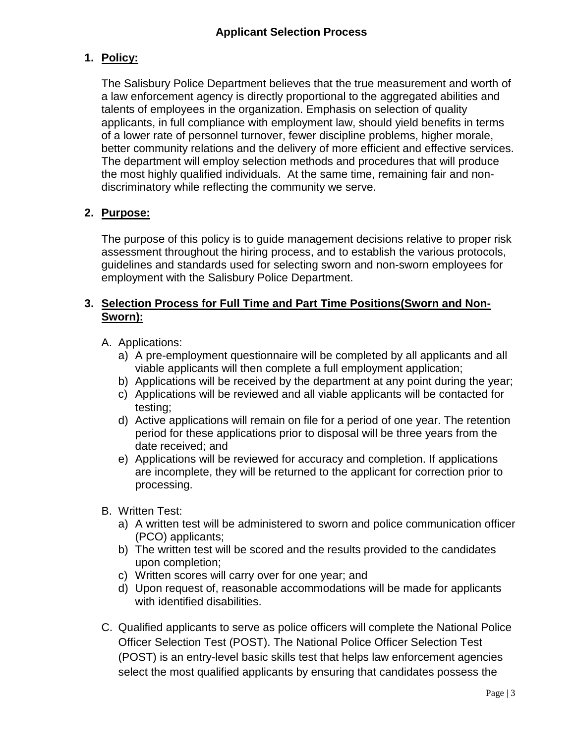# Applicant Selection Process

## 1. Policy:

The Salisbury Police Department believes that the true measurement and worth of a law enforcement agency is directly proportional to the aggregated abilities and talents of employees in the organization. Emphasis on selection of quality applicants, in full compliance with employment law, should yield benefits in terms of a lower rate of personnel turnover, fewer discipline problems, higher morale, better community relations and the delivery of more efficient and effective services. The department will employ selection methods and procedures that will produce the most highly qualified individuals. At the same time, remaining fair and non-discriminatory while reflecting the community we serve.

## 2. Purpose:

The purpose of this policy is to guide management decisions relative to proper risk assessment throughout the hiring process, and to establish the various protocols, guidelines and standards used for selecting sworn and non-sworn employees for employment with the Salisbury Police Department.

## 3. Selection Process for Full Time and Part Time Positions(Sworn and Non-Sworn):

A. Applications:
   a) A pre-employment questionnaire will be completed by all applicants and all viable applicants will then complete a full employment application;
   b) Applications will be received by the department at any point during the year;
   c) Applications will be reviewed and all viable applicants will be contacted for testing;
   d) Active applications will remain on file for a period of one year. The retention period for these applications prior to disposal will be three years from the date received; and
   e) Applications will be reviewed for accuracy and completion. If applications are incomplete, they will be returned to the applicant for correction prior to processing.

B. Written Test:
   a) A written test will be administered to sworn and police communication officer (PCO) applicants;
   b) The written test will be scored and the results provided to the candidates upon completion;
   c) Written scores will carry over for one year; and
   d) Upon request of, reasonable accommodations will be made for applicants with identified disabilities.

C. Qualified applicants to serve as police officers will complete the National Police Officer Selection Test (POST). The National Police Officer Selection Test (POST) is an entry-level basic skills test that helps law enforcement agencies select the most qualified applicants by ensuring that candidates possess the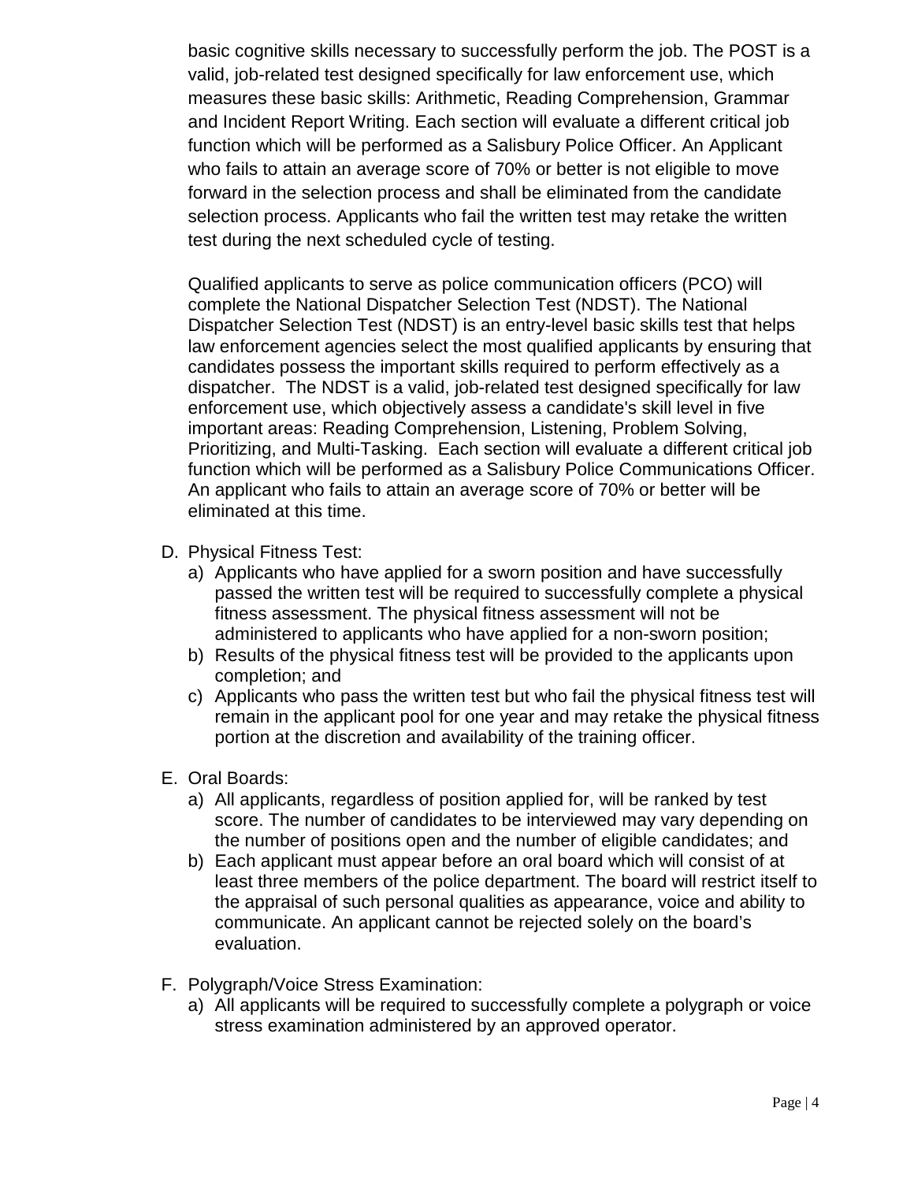basic cognitive skills necessary to successfully perform the job. The POST is a valid, job-related test designed specifically for law enforcement use, which measures these basic skills: Arithmetic, Reading Comprehension, Grammar and Incident Report Writing. Each section will evaluate a different critical job function which will be performed as a Salisbury Police Officer. An Applicant who fails to attain an average score of 70% or better is not eligible to move forward in the selection process and shall be eliminated from the candidate selection process. Applicants who fail the written test may retake the written test during the next scheduled cycle of testing.

Qualified applicants to serve as police communication officers (PCO) will complete the National Dispatcher Selection Test (NDST). The National Dispatcher Selection Test (NDST) is an entry-level basic skills test that helps law enforcement agencies select the most qualified applicants by ensuring that candidates possess the important skills required to perform effectively as a dispatcher. The NDST is a valid, job-related test designed specifically for law enforcement use, which objectively assess a candidate's skill level in five important areas: Reading Comprehension, Listening, Problem Solving, Prioritizing, and Multi-Tasking. Each section will evaluate a different critical job function which will be performed as a Salisbury Police Communications Officer. An applicant who fails to attain an average score of 70% or better will be eliminated at this time.

D. Physical Fitness Test:
   a) Applicants who have applied for a sworn position and have successfully passed the written test will be required to successfully complete a physical fitness assessment. The physical fitness assessment will not be administered to applicants who have applied for a non-sworn position;
   b) Results of the physical fitness test will be provided to the applicants upon completion; and
   c) Applicants who pass the written test but who fail the physical fitness test will remain in the applicant pool for one year and may retake the physical fitness portion at the discretion and availability of the training officer.

E. Oral Boards:
   a) All applicants, regardless of position applied for, will be ranked by test score. The number of candidates to be interviewed may vary depending on the number of positions open and the number of eligible candidates; and
   b) Each applicant must appear before an oral board which will consist of at least three members of the police department. The board will restrict itself to the appraisal of such personal qualities as appearance, voice and ability to communicate. An applicant cannot be rejected solely on the board's evaluation.

F. Polygraph/Voice Stress Examination:
   a) All applicants will be required to successfully complete a polygraph or voice stress examination administered by an approved operator.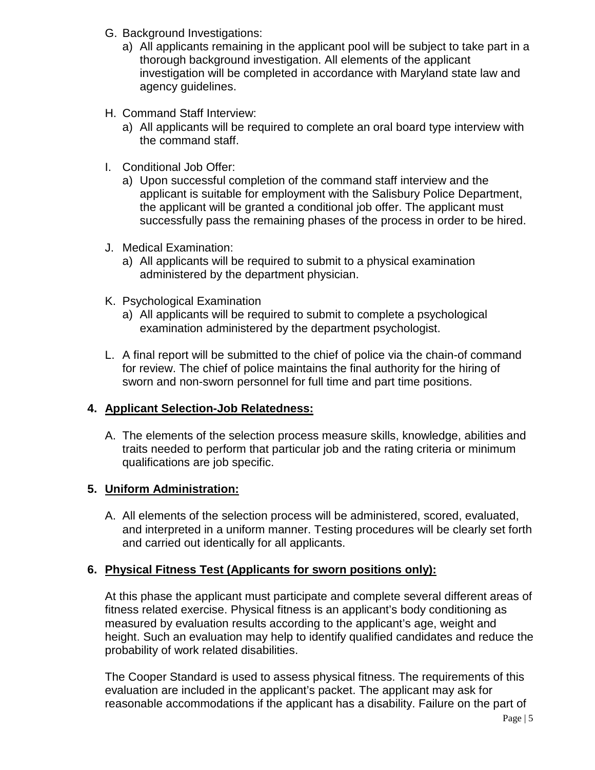G. Background Investigations:
   a) All applicants remaining in the applicant pool will be subject to take part in a thorough background investigation. All elements of the applicant investigation will be completed in accordance with Maryland state law and agency guidelines.

H. Command Staff Interview:
   a) All applicants will be required to complete an oral board type interview with the command staff.

I. Conditional Job Offer:
   a) Upon successful completion of the command staff interview and the applicant is suitable for employment with the Salisbury Police Department, the applicant will be granted a conditional job offer. The applicant must successfully pass the remaining phases of the process in order to be hired.

J. Medical Examination:
   a) All applicants will be required to submit to a physical examination administered by the department physician.

K. Psychological Examination
   a) All applicants will be required to submit to complete a psychological examination administered by the department psychologist.

L. A final report will be submitted to the chief of police via the chain-of command for review. The chief of police maintains the final authority for the hiring of sworn and non-sworn personnel for full time and part time positions.

## 4. Applicant Selection-Job Relatedness:

A. The elements of the selection process measure skills, knowledge, abilities and traits needed to perform that particular job and the rating criteria or minimum qualifications are job specific.

## 5. Uniform Administration:

A. All elements of the selection process will be administered, scored, evaluated, and interpreted in a uniform manner. Testing procedures will be clearly set forth and carried out identically for all applicants.

## 6. Physical Fitness Test (Applicants for sworn positions only):

At this phase the applicant must participate and complete several different areas of fitness related exercise. Physical fitness is an applicant's body conditioning as measured by evaluation results according to the applicant's age, weight and height. Such an evaluation may help to identify qualified candidates and reduce the probability of work related disabilities.

The Cooper Standard is used to assess physical fitness. The requirements of this evaluation are included in the applicant's packet. The applicant may ask for reasonable accommodations if the applicant has a disability. Failure on the part of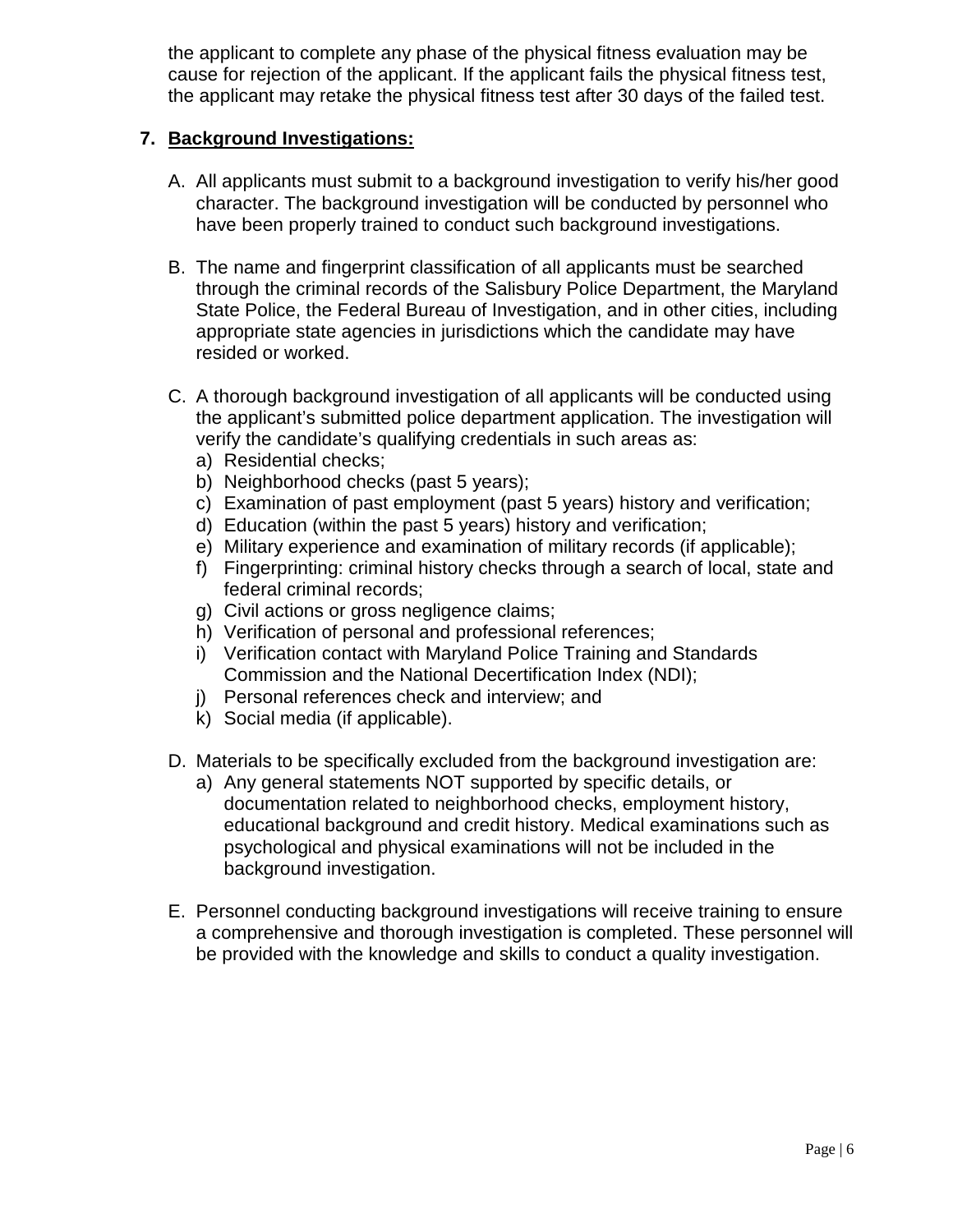the applicant to complete any phase of the physical fitness evaluation may be cause for rejection of the applicant. If the applicant fails the physical fitness test, the applicant may retake the physical fitness test after 30 days of the failed test.

## 7. Background Investigations:

A. All applicants must submit to a background investigation to verify his/her good character. The background investigation will be conducted by personnel who have been properly trained to conduct such background investigations.

B. The name and fingerprint classification of all applicants must be searched through the criminal records of the Salisbury Police Department, the Maryland State Police, the Federal Bureau of Investigation, and in other cities, including appropriate state agencies in jurisdictions which the candidate may have resided or worked.

C. A thorough background investigation of all applicants will be conducted using the applicant's submitted police department application. The investigation will verify the candidate's qualifying credentials in such areas as:
   a) Residential checks;
   b) Neighborhood checks (past 5 years);
   c) Examination of past employment (past 5 years) history and verification;
   d) Education (within the past 5 years) history and verification;
   e) Military experience and examination of military records (if applicable);
   f) Fingerprinting: criminal history checks through a search of local, state and federal criminal records;
   g) Civil actions or gross negligence claims;
   h) Verification of personal and professional references;
   i) Verification contact with Maryland Police Training and Standards Commission and the National Decertification Index (NDI);
   j) Personal references check and interview; and
   k) Social media (if applicable).

D. Materials to be specifically excluded from the background investigation are:
   a) Any general statements NOT supported by specific details, or documentation related to neighborhood checks, employment history, educational background and credit history. Medical examinations such as psychological and physical examinations will not be included in the background investigation.

E. Personnel conducting background investigations will receive training to ensure a comprehensive and thorough investigation is completed. These personnel will be provided with the knowledge and skills to conduct a quality investigation.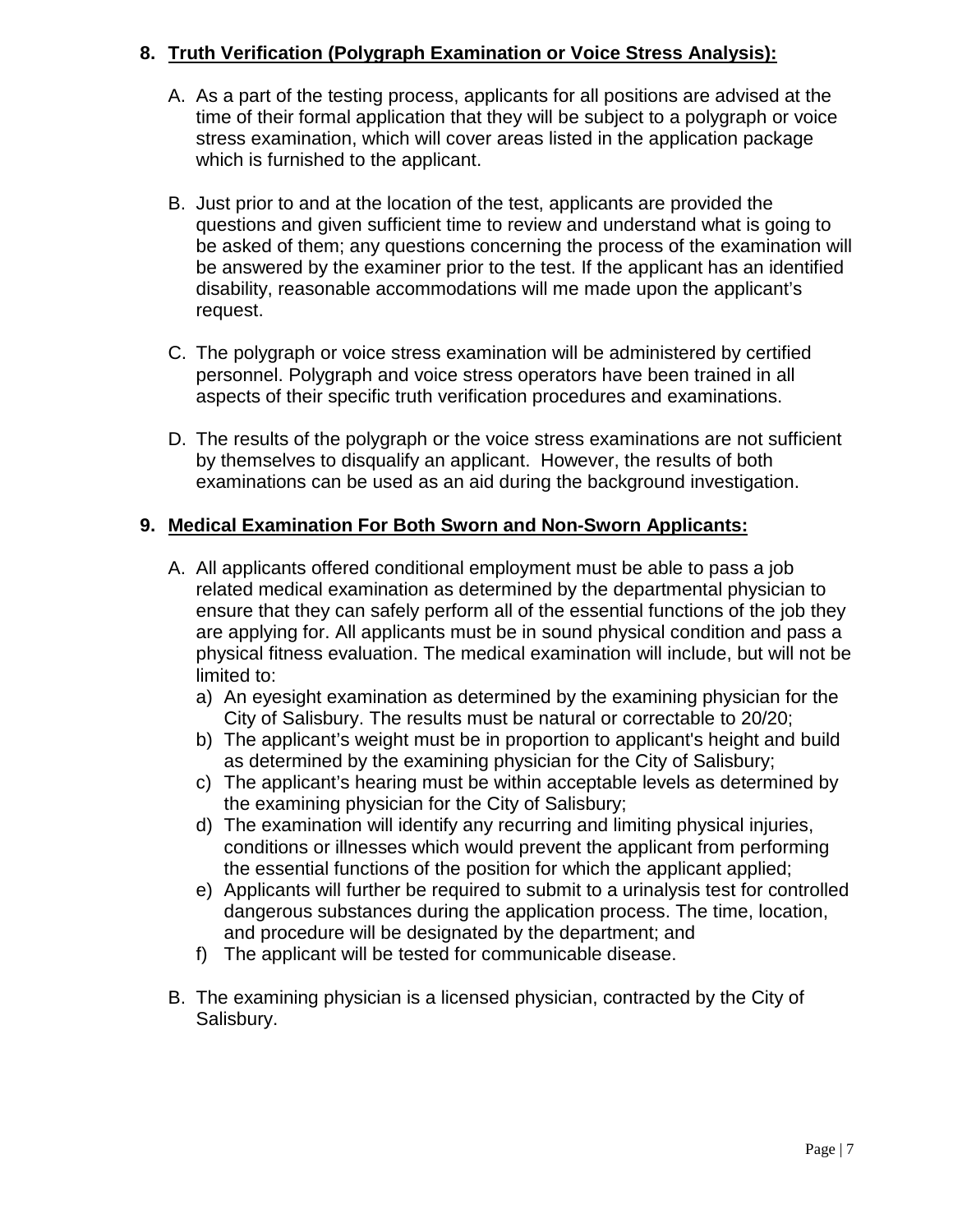**8. Truth Verification (Polygraph Examination or Voice Stress Analysis):**

A. As a part of the testing process, applicants for all positions are advised at the time of their formal application that they will be subject to a polygraph or voice stress examination, which will cover areas listed in the application package which is furnished to the applicant.

B. Just prior to and at the location of the test, applicants are provided the questions and given sufficient time to review and understand what is going to be asked of them; any questions concerning the process of the examination will be answered by the examiner prior to the test. If the applicant has an identified disability, reasonable accommodations will me made upon the applicant's request.

C. The polygraph or voice stress examination will be administered by certified personnel. Polygraph and voice stress operators have been trained in all aspects of their specific truth verification procedures and examinations.

D. The results of the polygraph or the voice stress examinations are not sufficient by themselves to disqualify an applicant. However, the results of both examinations can be used as an aid during the background investigation.

**9. Medical Examination For Both Sworn and Non-Sworn Applicants:**

A. All applicants offered conditional employment must be able to pass a job related medical examination as determined by the departmental physician to ensure that they can safely perform all of the essential functions of the job they are applying for. All applicants must be in sound physical condition and pass a physical fitness evaluation. The medical examination will include, but will not be limited to:
   a) An eyesight examination as determined by the examining physician for the City of Salisbury. The results must be natural or correctable to 20/20;
   b) The applicant's weight must be in proportion to applicant's height and build as determined by the examining physician for the City of Salisbury;
   c) The applicant's hearing must be within acceptable levels as determined by the examining physician for the City of Salisbury;
   d) The examination will identify any recurring and limiting physical injuries, conditions or illnesses which would prevent the applicant from performing the essential functions of the position for which the applicant applied;
   e) Applicants will further be required to submit to a urinalysis test for controlled dangerous substances during the application process. The time, location, and procedure will be designated by the department; and
   f) The applicant will be tested for communicable disease.

B. The examining physician is a licensed physician, contracted by the City of Salisbury.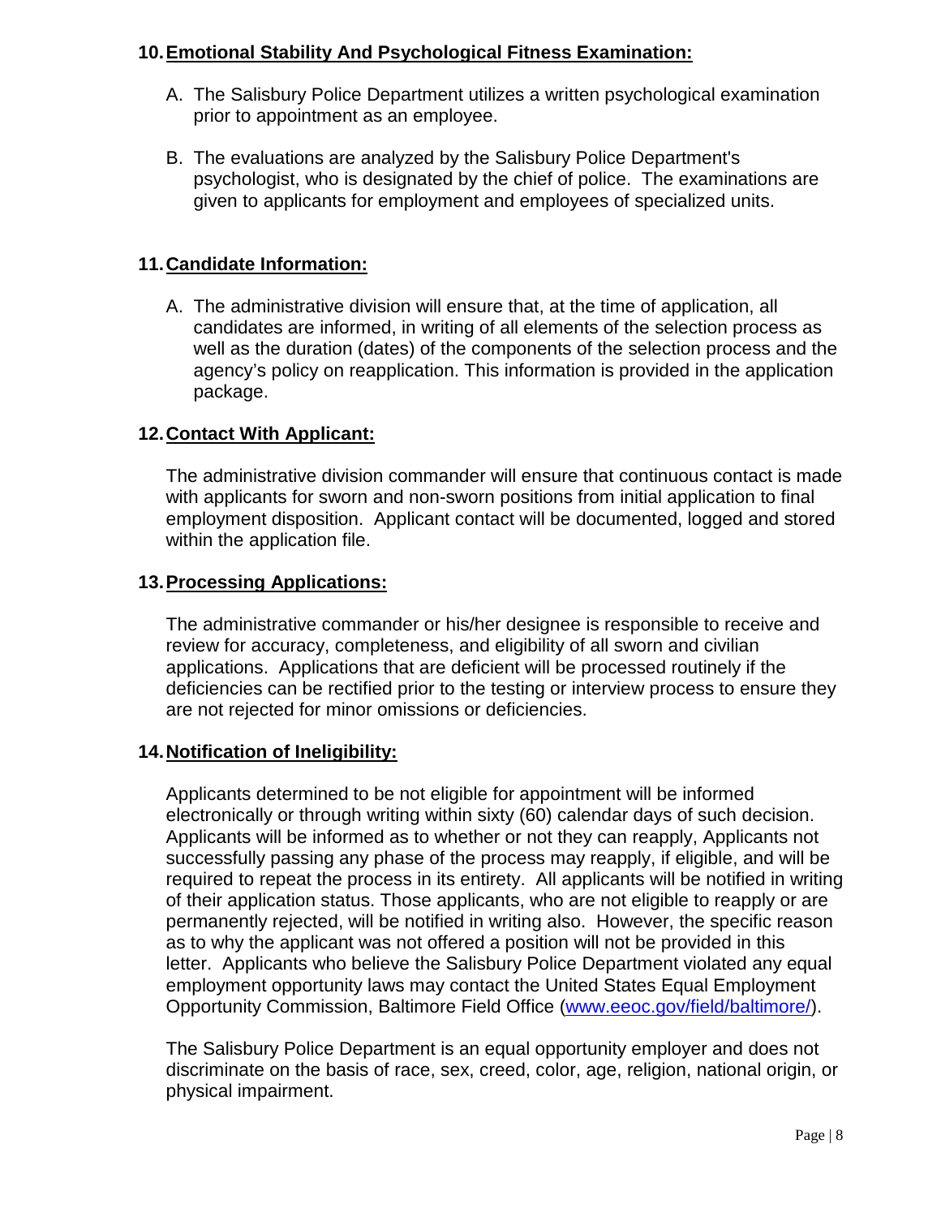## 10. Emotional Stability And Psychological Fitness Examination:

A. The Salisbury Police Department utilizes a written psychological examination prior to appointment as an employee.

B. The evaluations are analyzed by the Salisbury Police Department's psychologist, who is designated by the chief of police. The examinations are given to applicants for employment and employees of specialized units.

## 11. Candidate Information:

A. The administrative division will ensure that, at the time of application, all candidates are informed, in writing of all elements of the selection process as well as the duration (dates) of the components of the selection process and the agency's policy on reapplication. This information is provided in the application package.

## 12. Contact With Applicant:

The administrative division commander will ensure that continuous contact is made with applicants for sworn and non-sworn positions from initial application to final employment disposition. Applicant contact will be documented, logged and stored within the application file.

## 13. Processing Applications:

The administrative commander or his/her designee is responsible to receive and review for accuracy, completeness, and eligibility of all sworn and civilian applications. Applications that are deficient will be processed routinely if the deficiencies can be rectified prior to the testing or interview process to ensure they are not rejected for minor omissions or deficiencies.

## 14. Notification of Ineligibility:

Applicants determined to be not eligible for appointment will be informed electronically or through writing within sixty (60) calendar days of such decision. Applicants will be informed as to whether or not they can reapply, Applicants not successfully passing any phase of the process may reapply, if eligible, and will be required to repeat the process in its entirety. All applicants will be notified in writing of their application status. Those applicants, who are not eligible to reapply or are permanently rejected, will be notified in writing also. However, the specific reason as to why the applicant was not offered a position will not be provided in this letter. Applicants who believe the Salisbury Police Department violated any equal employment opportunity laws may contact the United States Equal Employment Opportunity Commission, Baltimore Field Office ([www.eeoc.gov/field/baltimore/](www.eeoc.gov/field/baltimore/)).

The Salisbury Police Department is an equal opportunity employer and does not discriminate on the basis of race, sex, creed, color, age, religion, national origin, or physical impairment.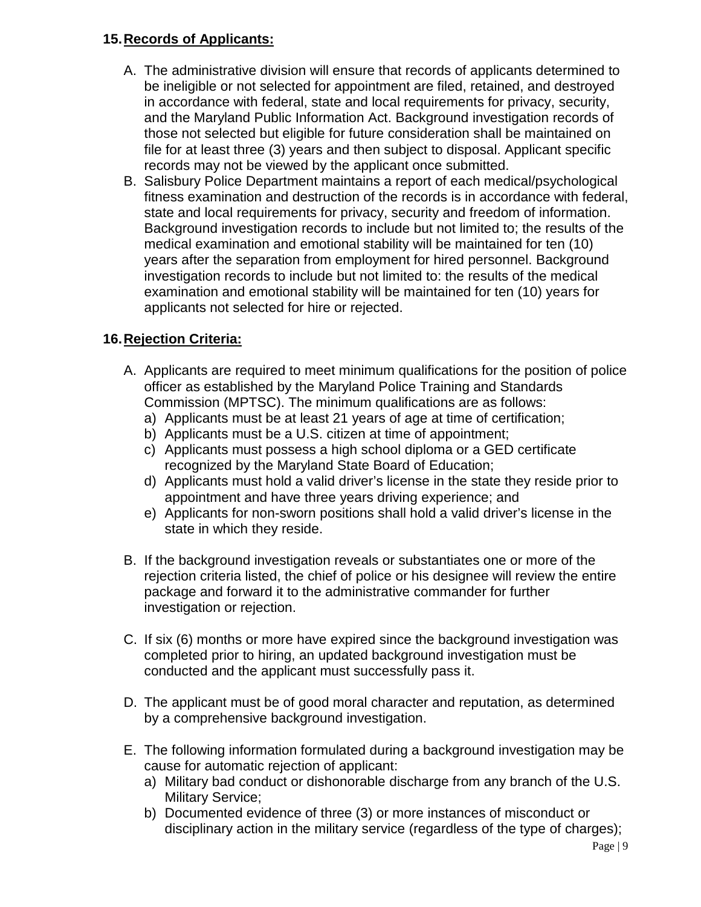## 15. Records of Applicants:

A. The administrative division will ensure that records of applicants determined to be ineligible or not selected for appointment are filed, retained, and destroyed in accordance with federal, state and local requirements for privacy, security, and the Maryland Public Information Act. Background investigation records of those not selected but eligible for future consideration shall be maintained on file for at least three (3) years and then subject to disposal. Applicant specific records may not be viewed by the applicant once submitted.

B. Salisbury Police Department maintains a report of each medical/psychological fitness examination and destruction of the records is in accordance with federal, state and local requirements for privacy, security and freedom of information. Background investigation records to include but not limited to; the results of the medical examination and emotional stability will be maintained for ten (10) years after the separation from employment for hired personnel. Background investigation records to include but not limited to: the results of the medical examination and emotional stability will be maintained for ten (10) years for applicants not selected for hire or rejected.

## 16. Rejection Criteria:

A. Applicants are required to meet minimum qualifications for the position of police officer as established by the Maryland Police Training and Standards Commission (MPTSC). The minimum qualifications are as follows:
   a) Applicants must be at least 21 years of age at time of certification;
   b) Applicants must be a U.S. citizen at time of appointment;
   c) Applicants must possess a high school diploma or a GED certificate recognized by the Maryland State Board of Education;
   d) Applicants must hold a valid driver's license in the state they reside prior to appointment and have three years driving experience; and
   e) Applicants for non-sworn positions shall hold a valid driver's license in the state in which they reside.

B. If the background investigation reveals or substantiates one or more of the rejection criteria listed, the chief of police or his designee will review the entire package and forward it to the administrative commander for further investigation or rejection.

C. If six (6) months or more have expired since the background investigation was completed prior to hiring, an updated background investigation must be conducted and the applicant must successfully pass it.

D. The applicant must be of good moral character and reputation, as determined by a comprehensive background investigation.

E. The following information formulated during a background investigation may be cause for automatic rejection of applicant:
   a) Military bad conduct or dishonorable discharge from any branch of the U.S. Military Service;
   b) Documented evidence of three (3) or more instances of misconduct or disciplinary action in the military service (regardless of the type of charges);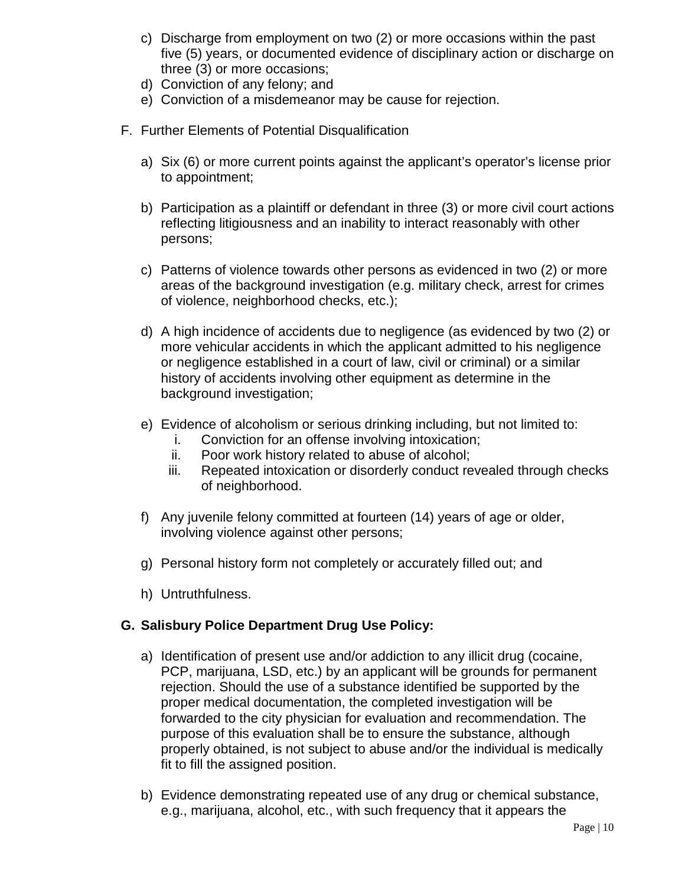c) Discharge from employment on two (2) or more occasions within the past five (5) years, or documented evidence of disciplinary action or discharge on three (3) or more occasions;
d) Conviction of any felony; and
e) Conviction of a misdemeanor may be cause for rejection.

F. Further Elements of Potential Disqualification

a) Six (6) or more current points against the applicant's operator's license prior to appointment;

b) Participation as a plaintiff or defendant in three (3) or more civil court actions reflecting litigiousness and an inability to interact reasonably with other persons;

c) Patterns of violence towards other persons as evidenced in two (2) or more areas of the background investigation (e.g. military check, arrest for crimes of violence, neighborhood checks, etc.);

d) A high incidence of accidents due to negligence (as evidenced by two (2) or more vehicular accidents in which the applicant admitted to his negligence or negligence established in a court of law, civil or criminal) or a similar history of accidents involving other equipment as determine in the background investigation;

e) Evidence of alcoholism or serious drinking including, but not limited to:
   i. Conviction for an offense involving intoxication;
   ii. Poor work history related to abuse of alcohol;
   iii. Repeated intoxication or disorderly conduct revealed through checks of neighborhood.

f) Any juvenile felony committed at fourteen (14) years of age or older, involving violence against other persons;

g) Personal history form not completely or accurately filled out; and

h) Untruthfulness.

**G. Salisbury Police Department Drug Use Policy:**

a) Identification of present use and/or addiction to any illicit drug (cocaine, PCP, marijuana, LSD, etc.) by an applicant will be grounds for permanent rejection. Should the use of a substance identified be supported by the proper medical documentation, the completed investigation will be forwarded to the city physician for evaluation and recommendation. The purpose of this evaluation shall be to ensure the substance, although properly obtained, is not subject to abuse and/or the individual is medically fit to fill the assigned position.

b) Evidence demonstrating repeated use of any drug or chemical substance, e.g., marijuana, alcohol, etc., with such frequency that it appears the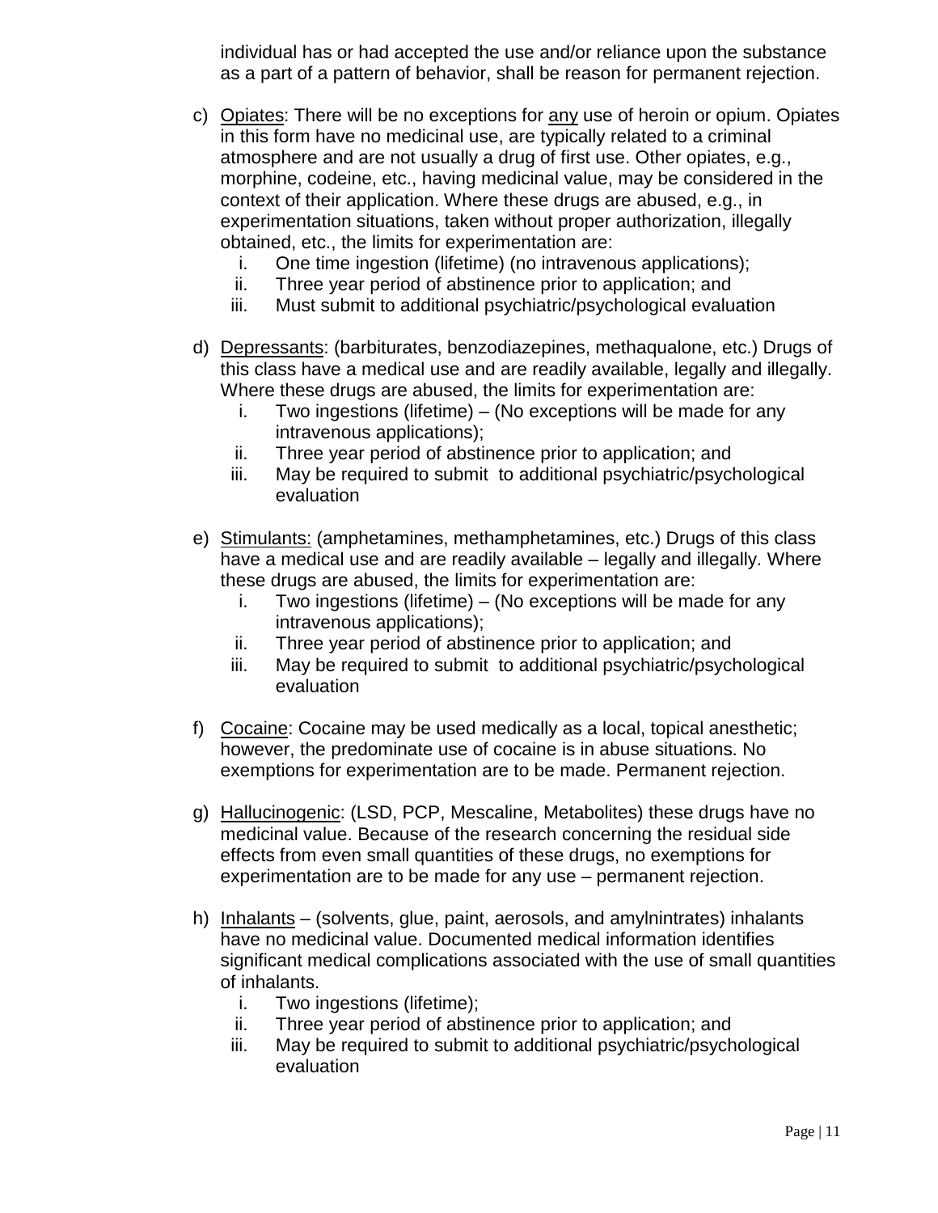individual has or had accepted the use and/or reliance upon the substance as a part of a pattern of behavior, shall be reason for permanent rejection.

c) <u>Opiates</u>: There will be no exceptions for <u>any</u> use of heroin or opium. Opiates in this form have no medicinal use, are typically related to a criminal atmosphere and are not usually a drug of first use. Other opiates, e.g., morphine, codeine, etc., having medicinal value, may be considered in the context of their application. Where these drugs are abused, e.g., in experimentation situations, taken without proper authorization, illegally obtained, etc., the limits for experimentation are:
   i. One time ingestion (lifetime) (no intravenous applications);
   ii. Three year period of abstinence prior to application; and
   iii. Must submit to additional psychiatric/psychological evaluation

d) <u>Depressants</u>: (barbiturates, benzodiazepines, methaqualone, etc.) Drugs of this class have a medical use and are readily available, legally and illegally. Where these drugs are abused, the limits for experimentation are:
   i. Two ingestions (lifetime) – (No exceptions will be made for any intravenous applications);
   ii. Three year period of abstinence prior to application; and
   iii. May be required to submit to additional psychiatric/psychological evaluation

e) <u>Stimulants:</u> (amphetamines, methamphetamines, etc.) Drugs of this class have a medical use and are readily available – legally and illegally. Where these drugs are abused, the limits for experimentation are:
   i. Two ingestions (lifetime) – (No exceptions will be made for any intravenous applications);
   ii. Three year period of abstinence prior to application; and
   iii. May be required to submit to additional psychiatric/psychological evaluation

f) <u>Cocaine</u>: Cocaine may be used medically as a local, topical anesthetic; however, the predominate use of cocaine is in abuse situations. No exemptions for experimentation are to be made. Permanent rejection.

g) <u>Hallucinogenic</u>: (LSD, PCP, Mescaline, Metabolites) these drugs have no medicinal value. Because of the research concerning the residual side effects from even small quantities of these drugs, no exemptions for experimentation are to be made for any use – permanent rejection.

h) <u>Inhalants</u> – (solvents, glue, paint, aerosols, and amylnintrates) inhalants have no medicinal value. Documented medical information identifies significant medical complications associated with the use of small quantities of inhalants.
   i. Two ingestions (lifetime);
   ii. Three year period of abstinence prior to application; and
   iii. May be required to submit to additional psychiatric/psychological evaluation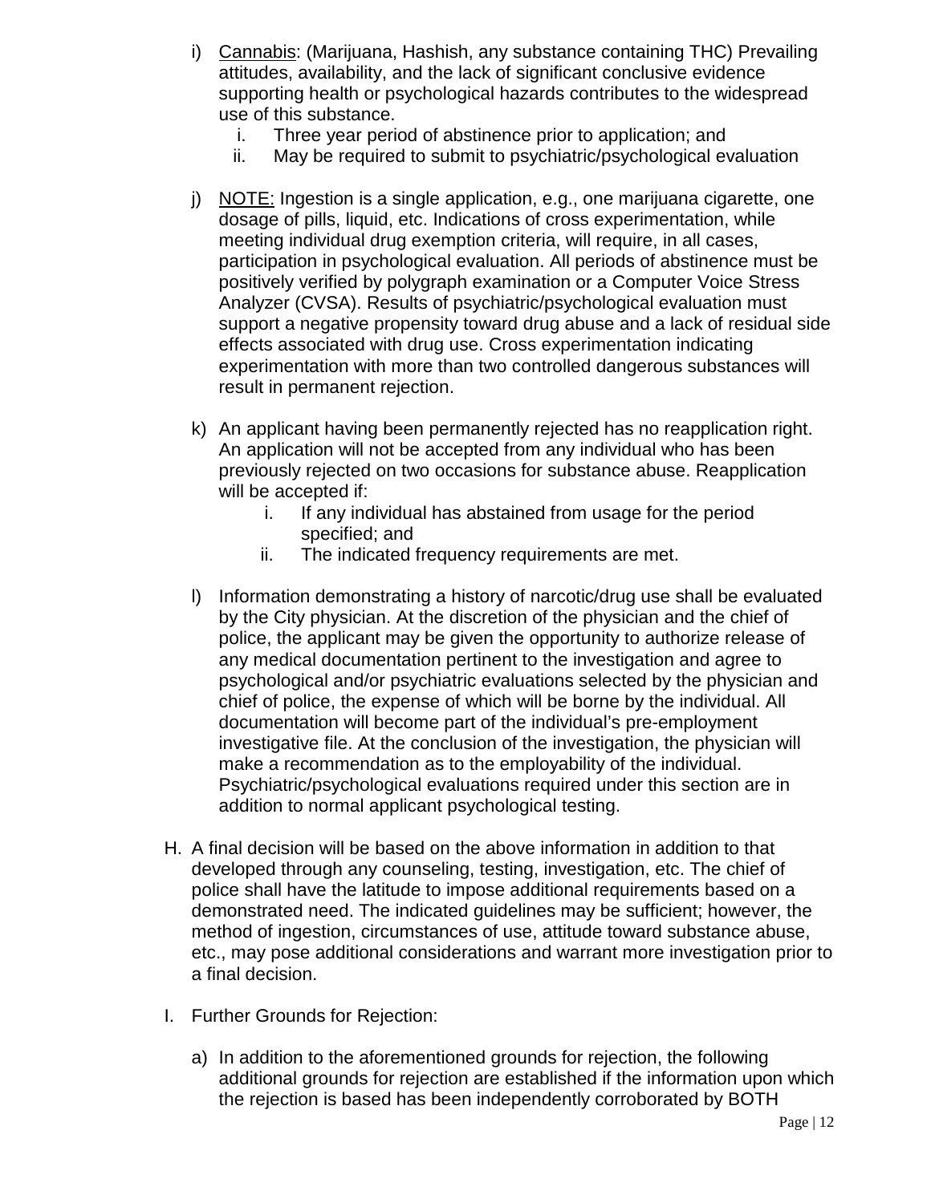i) <u>Cannabis</u>: (Marijuana, Hashish, any substance containing THC) Prevailing attitudes, availability, and the lack of significant conclusive evidence supporting health or psychological hazards contributes to the widespread use of this substance.
   i. Three year period of abstinence prior to application; and
   ii. May be required to submit to psychiatric/psychological evaluation

j) <u>NOTE:</u> Ingestion is a single application, e.g., one marijuana cigarette, one dosage of pills, liquid, etc. Indications of cross experimentation, while meeting individual drug exemption criteria, will require, in all cases, participation in psychological evaluation. All periods of abstinence must be positively verified by polygraph examination or a Computer Voice Stress Analyzer (CVSA). Results of psychiatric/psychological evaluation must support a negative propensity toward drug abuse and a lack of residual side effects associated with drug use. Cross experimentation indicating experimentation with more than two controlled dangerous substances will result in permanent rejection.

k) An applicant having been permanently rejected has no reapplication right. An application will not be accepted from any individual who has been previously rejected on two occasions for substance abuse. Reapplication will be accepted if:
   i. If any individual has abstained from usage for the period specified; and
   ii. The indicated frequency requirements are met.

l) Information demonstrating a history of narcotic/drug use shall be evaluated by the City physician. At the discretion of the physician and the chief of police, the applicant may be given the opportunity to authorize release of any medical documentation pertinent to the investigation and agree to psychological and/or psychiatric evaluations selected by the physician and chief of police, the expense of which will be borne by the individual. All documentation will become part of the individual's pre-employment investigative file. At the conclusion of the investigation, the physician will make a recommendation as to the employability of the individual. Psychiatric/psychological evaluations required under this section are in addition to normal applicant psychological testing.

H. A final decision will be based on the above information in addition to that developed through any counseling, testing, investigation, etc. The chief of police shall have the latitude to impose additional requirements based on a demonstrated need. The indicated guidelines may be sufficient; however, the method of ingestion, circumstances of use, attitude toward substance abuse, etc., may pose additional considerations and warrant more investigation prior to a final decision.

I. Further Grounds for Rejection:

a) In addition to the aforementioned grounds for rejection, the following additional grounds for rejection are established if the information upon which the rejection is based has been independently corroborated by BOTH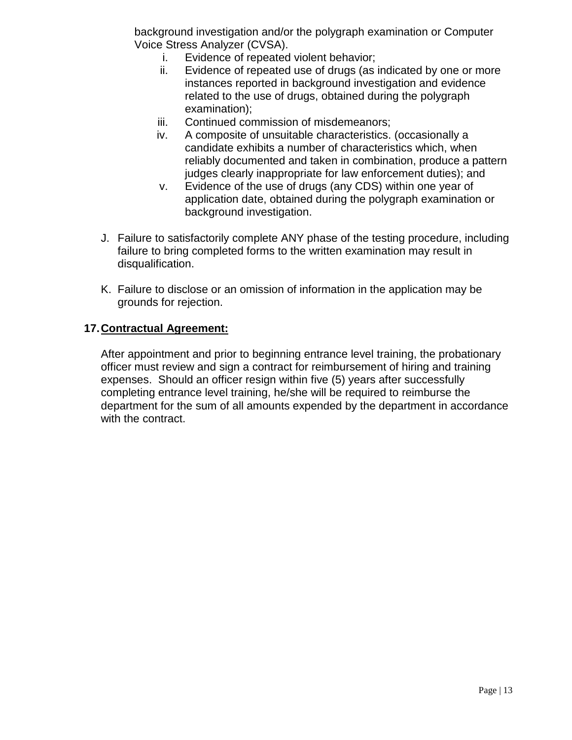background investigation and/or the polygraph examination or Computer Voice Stress Analyzer (CVSA).

i. Evidence of repeated violent behavior;
ii. Evidence of repeated use of drugs (as indicated by one or more instances reported in background investigation and evidence related to the use of drugs, obtained during the polygraph examination);
iii. Continued commission of misdemeanors;
iv. A composite of unsuitable characteristics. (occasionally a candidate exhibits a number of characteristics which, when reliably documented and taken in combination, produce a pattern judges clearly inappropriate for law enforcement duties); and
v. Evidence of the use of drugs (any CDS) within one year of application date, obtained during the polygraph examination or background investigation.

J. Failure to satisfactorily complete ANY phase of the testing procedure, including failure to bring completed forms to the written examination may result in disqualification.

K. Failure to disclose or an omission of information in the application may be grounds for rejection.

**17. <u>Contractual Agreement:</u>**

After appointment and prior to beginning entrance level training, the probationary officer must review and sign a contract for reimbursement of hiring and training expenses. Should an officer resign within five (5) years after successfully completing entrance level training, he/she will be required to reimburse the department for the sum of all amounts expended by the department in accordance with the contract.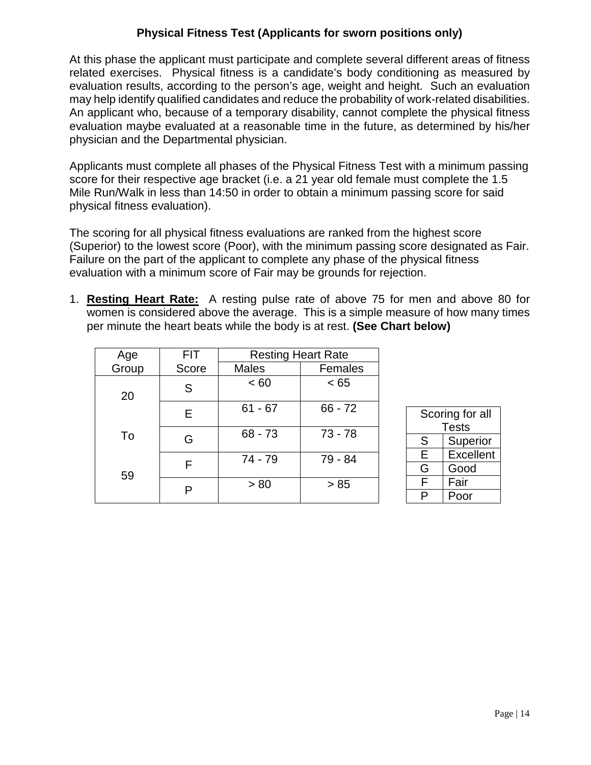## Physical Fitness Test (Applicants for sworn positions only)

At this phase the applicant must participate and complete several different areas of fitness related exercises. Physical fitness is a candidate's body conditioning as measured by evaluation results, according to the person's age, weight and height. Such an evaluation may help identify qualified candidates and reduce the probability of work-related disabilities. An applicant who, because of a temporary disability, cannot complete the physical fitness evaluation maybe evaluated at a reasonable time in the future, as determined by his/her physician and the Departmental physician.

Applicants must complete all phases of the Physical Fitness Test with a minimum passing score for their respective age bracket (i.e. a 21 year old female must complete the 1.5 Mile Run/Walk in less than 14:50 in order to obtain a minimum passing score for said physical fitness evaluation).

The scoring for all physical fitness evaluations are ranked from the highest score (Superior) to the lowest score (Poor), with the minimum passing score designated as Fair. Failure on the part of the applicant to complete any phase of the physical fitness evaluation with a minimum score of Fair may be grounds for rejection.

1. **Resting Heart Rate:** A resting pulse rate of above 75 for men and above 80 for women is considered above the average. This is a simple measure of how many times per minute the heart beats while the body is at rest. **(See Chart below)**

| Age Group | FIT Score | Resting Heart Rate | |
|---|---|---|---|
| | | Males | Females |
| 20 To 59 | S | < 60 | < 65 |
| | E | 61 - 67 | 66 - 72 |
| | G | 68 - 73 | 73 - 78 |
| | F | 74 - 79 | 79 - 84 |
| | P | > 80 | > 85 |

| Scoring for all Tests | |
|---|---|
| S | Superior |
| E | Excellent |
| G | Good |
| F | Fair |
| P | Poor |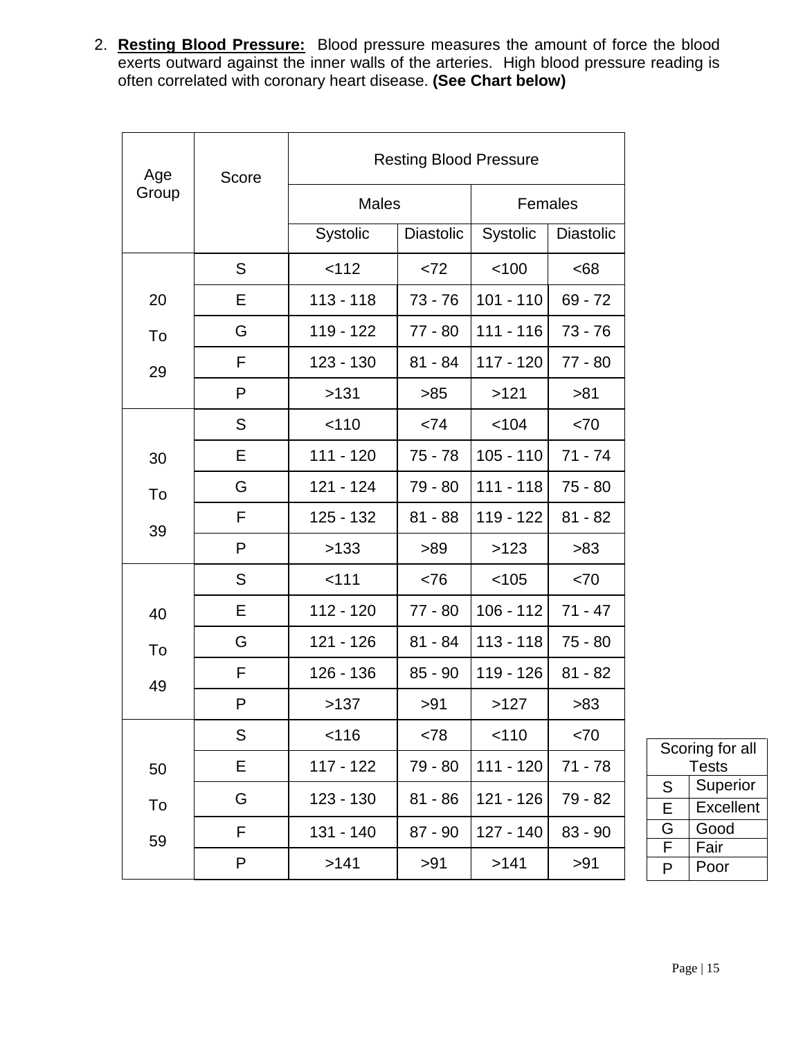2. **Resting Blood Pressure:** Blood pressure measures the amount of force the blood exerts outward against the inner walls of the arteries. High blood pressure reading is often correlated with coronary heart disease. **(See Chart below)**

| Age Group | Score | Resting Blood Pressure | | | |
|---|---|---|---|---|---|
| | | Males | | Females | |
| | | Systolic | Diastolic | Systolic | Diastolic |
| 20 To 29 | S | <112 | <72 | <100 | <68 |
| | E | 113 - 118 | 73 - 76 | 101 - 110 | 69 - 72 |
| | G | 119 - 122 | 77 - 80 | 111 - 116 | 73 - 76 |
| | F | 123 - 130 | 81 - 84 | 117 - 120 | 77 - 80 |
| | P | >131 | >85 | >121 | >81 |
| 30 To 39 | S | <110 | <74 | <104 | <70 |
| | E | 111 - 120 | 75 - 78 | 105 - 110 | 71 - 74 |
| | G | 121 - 124 | 79 - 80 | 111 - 118 | 75 - 80 |
| | F | 125 - 132 | 81 - 88 | 119 - 122 | 81 - 82 |
| | P | >133 | >89 | >123 | >83 |
| 40 To 49 | S | <111 | <76 | <105 | <70 |
| | E | 112 - 120 | 77 - 80 | 106 - 112 | 71 - 47 |
| | G | 121 - 126 | 81 - 84 | 113 - 118 | 75 - 80 |
| | F | 126 - 136 | 85 - 90 | 119 - 126 | 81 - 82 |
| | P | >137 | >91 | >127 | >83 |
| 50 To 59 | S | <116 | <78 | <110 | <70 |
| | E | 117 - 122 | 79 - 80 | 111 - 120 | 71 - 78 |
| | G | 123 - 130 | 81 - 86 | 121 - 126 | 79 - 82 |
| | F | 131 - 140 | 87 - 90 | 127 - 140 | 83 - 90 |
| | P | >141 | >91 | >141 | >91 |

| Scoring for all Tests | |
|---|---|
| S | Superior |
| E | Excellent |
| G | Good |
| F | Fair |
| P | Poor |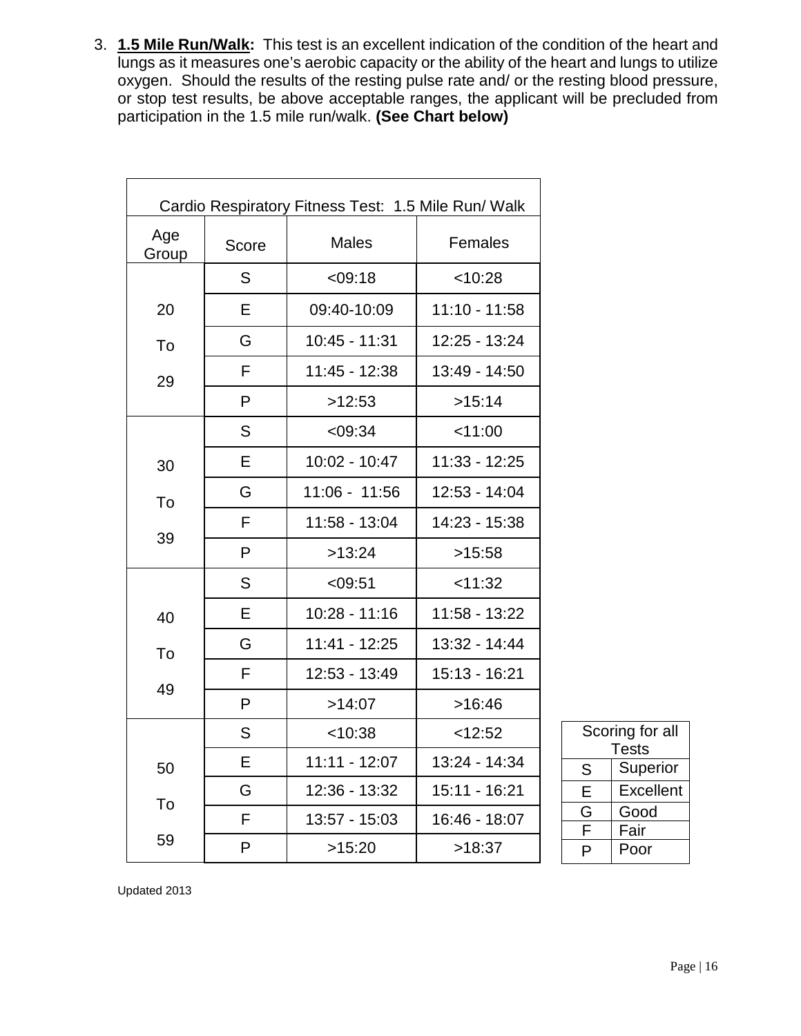3. **1.5 Mile Run/Walk:** This test is an excellent indication of the condition of the heart and lungs as it measures one's aerobic capacity or the ability of the heart and lungs to utilize oxygen. Should the results of the resting pulse rate and/ or the resting blood pressure, or stop test results, be above acceptable ranges, the applicant will be precluded from participation in the 1.5 mile run/walk. **(See Chart below)**

| Cardio Respiratory Fitness Test: 1.5 Mile Run/ Walk | | | |
|---|---|---|---|
| Age Group | Score | Males | Females |
| 20 To 29 | S | <09:18 | <10:28 |
| | E | 09:40-10:09 | 11:10 - 11:58 |
| | G | 10:45 - 11:31 | 12:25 - 13:24 |
| | F | 11:45 - 12:38 | 13:49 - 14:50 |
| | P | >12:53 | >15:14 |
| 30 To 39 | S | <09:34 | <11:00 |
| | E | 10:02 - 10:47 | 11:33 - 12:25 |
| | G | 11:06 - 11:56 | 12:53 - 14:04 |
| | F | 11:58 - 13:04 | 14:23 - 15:38 |
| | P | >13:24 | >15:58 |
| 40 To 49 | S | <09:51 | <11:32 |
| | E | 10:28 - 11:16 | 11:58 - 13:22 |
| | G | 11:41 - 12:25 | 13:32 - 14:44 |
| | F | 12:53 - 13:49 | 15:13 - 16:21 |
| | P | >14:07 | >16:46 |
| 50 To 59 | S | <10:38 | <12:52 |
| | E | 11:11 - 12:07 | 13:24 - 14:34 |
| | G | 12:36 - 13:32 | 15:11 - 16:21 |
| | F | 13:57 - 15:03 | 16:46 - 18:07 |
| | P | >15:20 | >18:37 |

| Scoring for all Tests | |
|---|---|
| S | Superior |
| E | Excellent |
| G | Good |
| F | Fair |
| P | Poor |

Updated 2013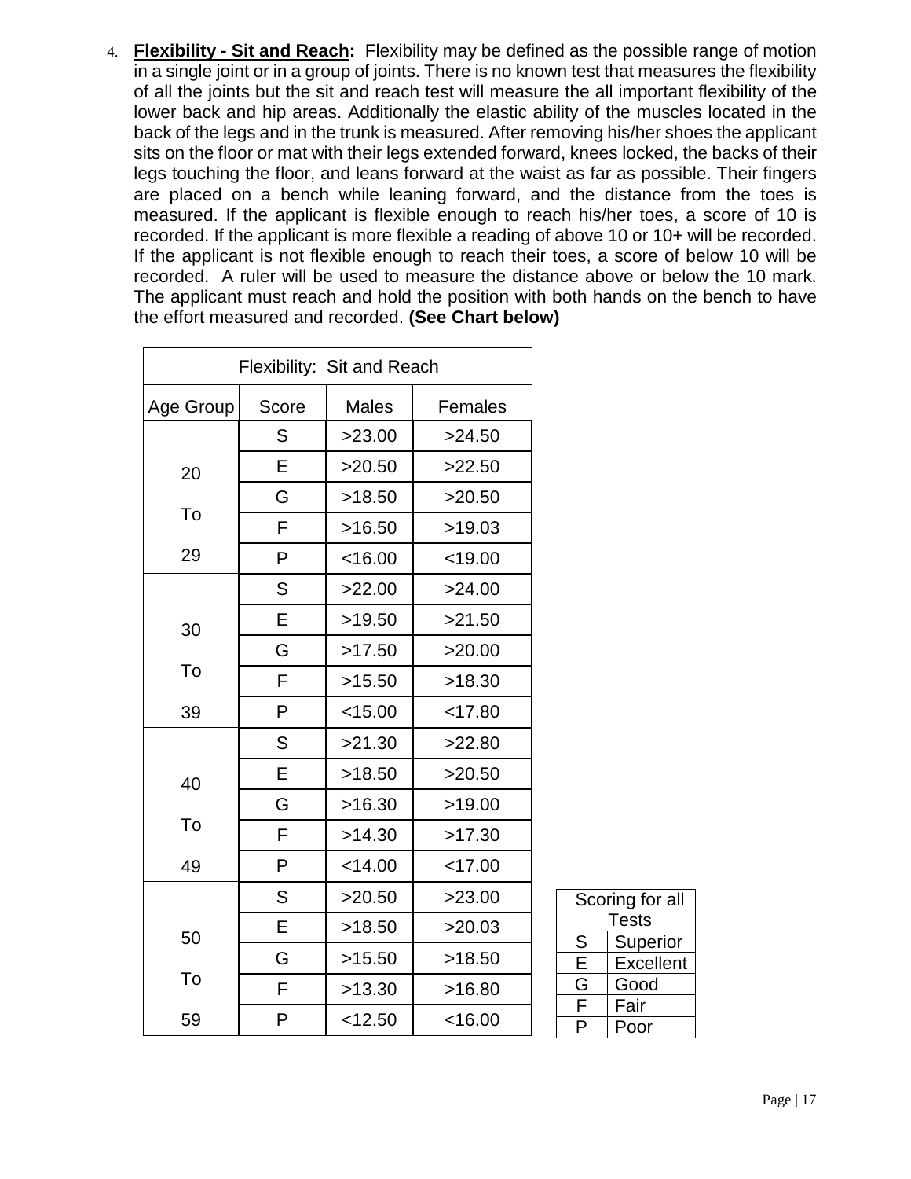4. **Flexibility - Sit and Reach:** Flexibility may be defined as the possible range of motion in a single joint or in a group of joints. There is no known test that measures the flexibility of all the joints but the sit and reach test will measure the all important flexibility of the lower back and hip areas. Additionally the elastic ability of the muscles located in the back of the legs and in the trunk is measured. After removing his/her shoes the applicant sits on the floor or mat with their legs extended forward, knees locked, the backs of their legs touching the floor, and leans forward at the waist as far as possible. Their fingers are placed on a bench while leaning forward, and the distance from the toes is measured. If the applicant is flexible enough to reach his/her toes, a score of 10 is recorded. If the applicant is more flexible a reading of above 10 or 10+ will be recorded. If the applicant is not flexible enough to reach their toes, a score of below 10 will be recorded. A ruler will be used to measure the distance above or below the 10 mark. The applicant must reach and hold the position with both hands on the bench to have the effort measured and recorded. **(See Chart below)**

| Flexibility: Sit and Reach | | | |
|---|---|---|---|
| Age Group | Score | Males | Females |
| 20 To 29 | S | >23.00 | >24.50 |
| | E | >20.50 | >22.50 |
| | G | >18.50 | >20.50 |
| | F | >16.50 | >19.03 |
| | P | <16.00 | <19.00 |
| 30 To 39 | S | >22.00 | >24.00 |
| | E | >19.50 | >21.50 |
| | G | >17.50 | >20.00 |
| | F | >15.50 | >18.30 |
| | P | <15.00 | <17.80 |
| 40 To 49 | S | >21.30 | >22.80 |
| | E | >18.50 | >20.50 |
| | G | >16.30 | >19.00 |
| | F | >14.30 | >17.30 |
| | P | <14.00 | <17.00 |
| 50 To 59 | S | >20.50 | >23.00 |
| | E | >18.50 | >20.03 |
| | G | >15.50 | >18.50 |
| | F | >13.30 | >16.80 |
| | P | <12.50 | <16.00 |

| Scoring for all Tests | |
|---|---|
| S | Superior |
| E | Excellent |
| G | Good |
| F | Fair |
| P | Poor |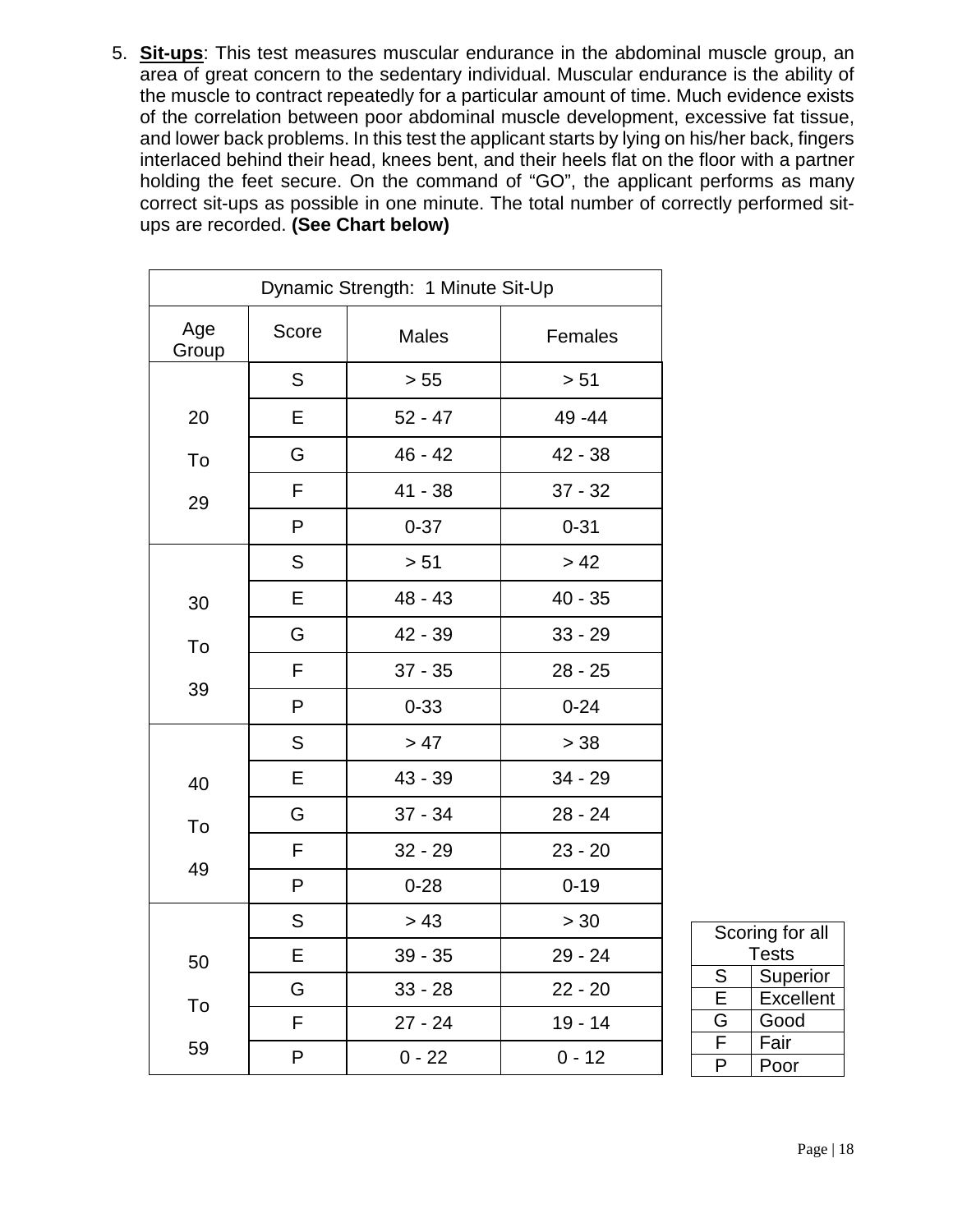5. **Sit-ups**: This test measures muscular endurance in the abdominal muscle group, an area of great concern to the sedentary individual. Muscular endurance is the ability of the muscle to contract repeatedly for a particular amount of time. Much evidence exists of the correlation between poor abdominal muscle development, excessive fat tissue, and lower back problems. In this test the applicant starts by lying on his/her back, fingers interlaced behind their head, knees bent, and their heels flat on the floor with a partner holding the feet secure. On the command of "GO", the applicant performs as many correct sit-ups as possible in one minute. The total number of correctly performed sit-ups are recorded. **(See Chart below)**

| Dynamic Strength: 1 Minute Sit-Up | | | |
|---|---|---|---|
| Age Group | Score | Males | Females |
| 20 To 29 | S | > 55 | > 51 |
| | E | 52 - 47 | 49 -44 |
| | G | 46 - 42 | 42 - 38 |
| | F | 41 - 38 | 37 - 32 |
| | P | 0-37 | 0-31 |
| 30 To 39 | S | > 51 | > 42 |
| | E | 48 - 43 | 40 - 35 |
| | G | 42 - 39 | 33 - 29 |
| | F | 37 - 35 | 28 - 25 |
| | P | 0-33 | 0-24 |
| 40 To 49 | S | > 47 | > 38 |
| | E | 43 - 39 | 34 - 29 |
| | G | 37 - 34 | 28 - 24 |
| | F | 32 - 29 | 23 - 20 |
| | P | 0-28 | 0-19 |
| 50 To 59 | S | > 43 | > 30 |
| | E | 39 - 35 | 29 - 24 |
| | G | 33 - 28 | 22 - 20 |
| | F | 27 - 24 | 19 - 14 |
| | P | 0 - 22 | 0 - 12 |

| Scoring for all Tests | |
|---|---|
| S | Superior |
| E | Excellent |
| G | Good |
| F | Fair |
| P | Poor |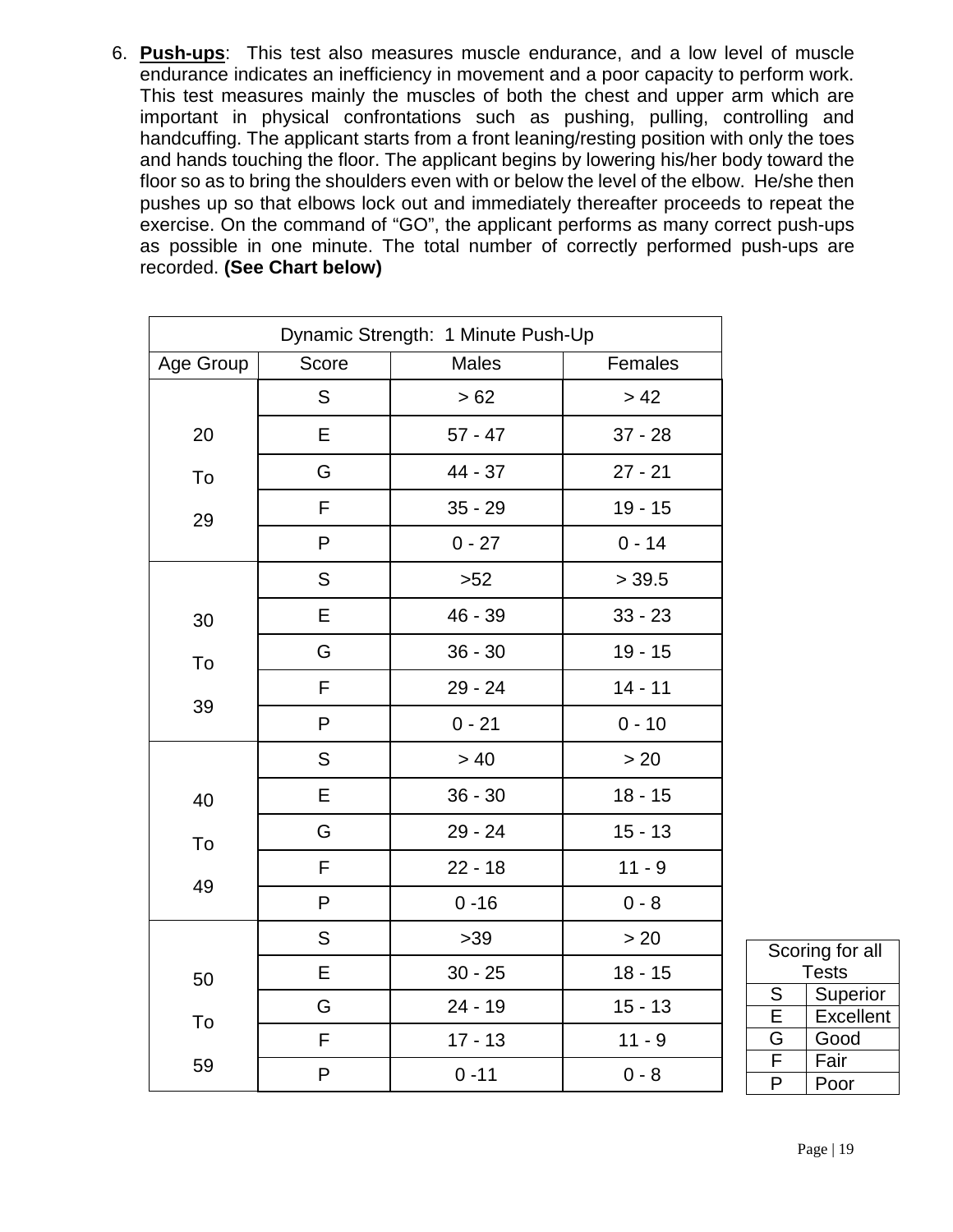6. **Push-ups**: This test also measures muscle endurance, and a low level of muscle endurance indicates an inefficiency in movement and a poor capacity to perform work. This test measures mainly the muscles of both the chest and upper arm which are important in physical confrontations such as pushing, pulling, controlling and handcuffing. The applicant starts from a front leaning/resting position with only the toes and hands touching the floor. The applicant begins by lowering his/her body toward the floor so as to bring the shoulders even with or below the level of the elbow. He/she then pushes up so that elbows lock out and immediately thereafter proceeds to repeat the exercise. On the command of "GO", the applicant performs as many correct push-ups as possible in one minute. The total number of correctly performed push-ups are recorded. **(See Chart below)**

| Dynamic Strength: 1 Minute Push-Up | | | |
|---|---|---|---|
| Age Group | Score | Males | Females |
| 20 To 29 | S | > 62 | > 42 |
| | E | 57 - 47 | 37 - 28 |
| | G | 44 - 37 | 27 - 21 |
| | F | 35 - 29 | 19 - 15 |
| | P | 0 - 27 | 0 - 14 |
| 30 To 39 | S | >52 | > 39.5 |
| | E | 46 - 39 | 33 - 23 |
| | G | 36 - 30 | 19 - 15 |
| | F | 29 - 24 | 14 - 11 |
| | P | 0 - 21 | 0 - 10 |
| 40 To 49 | S | > 40 | > 20 |
| | E | 36 - 30 | 18 - 15 |
| | G | 29 - 24 | 15 - 13 |
| | F | 22 - 18 | 11 - 9 |
| | P | 0 -16 | 0 - 8 |
| 50 To 59 | S | >39 | > 20 |
| | E | 30 - 25 | 18 - 15 |
| | G | 24 - 19 | 15 - 13 |
| | F | 17 - 13 | 11 - 9 |
| | P | 0 -11 | 0 - 8 |

| Scoring for all Tests | |
|---|---|
| S | Superior |
| E | Excellent |
| G | Good |
| F | Fair |
| P | Poor |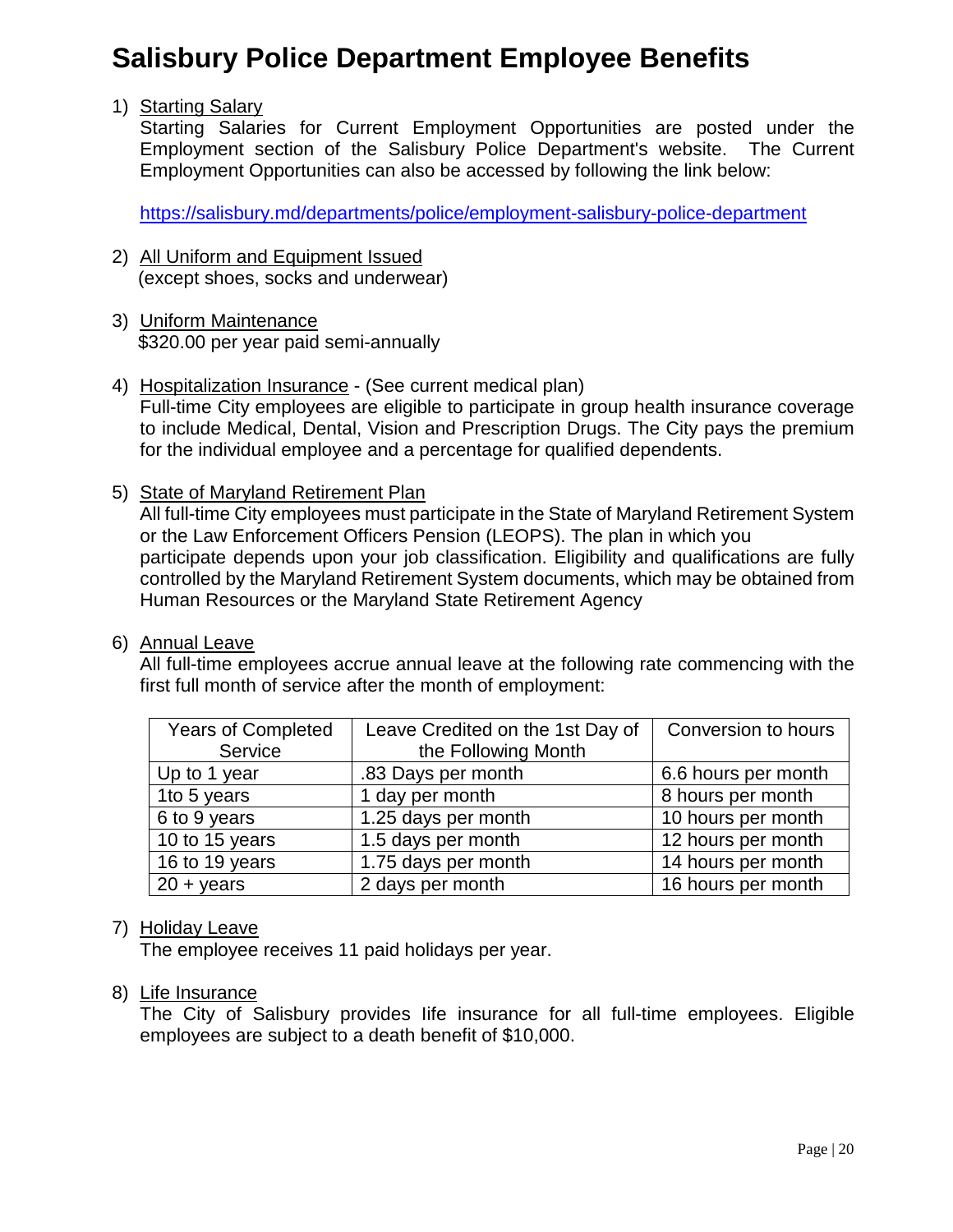# Salisbury Police Department Employee Benefits

1) Starting Salary
   Starting Salaries for Current Employment Opportunities are posted under the Employment section of the Salisbury Police Department's website. The Current Employment Opportunities can also be accessed by following the link below:

   https://salisbury.md/departments/police/employment-salisbury-police-department

2) All Uniform and Equipment Issued
   (except shoes, socks and underwear)

3) Uniform Maintenance
   $320.00 per year paid semi-annually

4) Hospitalization Insurance - (See current medical plan)
   Full-time City employees are eligible to participate in group health insurance coverage to include Medical, Dental, Vision and Prescription Drugs. The City pays the premium for the individual employee and a percentage for qualified dependents.

5) State of Maryland Retirement Plan
   All full-time City employees must participate in the State of Maryland Retirement System or the Law Enforcement Officers Pension (LEOPS). The plan in which you participate depends upon your job classification. Eligibility and qualifications are fully controlled by the Maryland Retirement System documents, which may be obtained from Human Resources or the Maryland State Retirement Agency

6) Annual Leave
   All full-time employees accrue annual leave at the following rate commencing with the first full month of service after the month of employment:

| Years of Completed Service | Leave Credited on the 1st Day of the Following Month | Conversion to hours |
|---|---|---|
| Up to 1 year | .83 Days per month | 6.6 hours per month |
| 1to 5 years | 1 day per month | 8 hours per month |
| 6 to 9 years | 1.25 days per month | 10 hours per month |
| 10 to 15 years | 1.5 days per month | 12 hours per month |
| 16 to 19 years | 1.75 days per month | 14 hours per month |
| 20 + years | 2 days per month | 16 hours per month |

7) Holiday Leave
   The employee receives 11 paid holidays per year.

8) Life Insurance
   The City of Salisbury provides life insurance for all full-time employees. Eligible employees are subject to a death benefit of $10,000.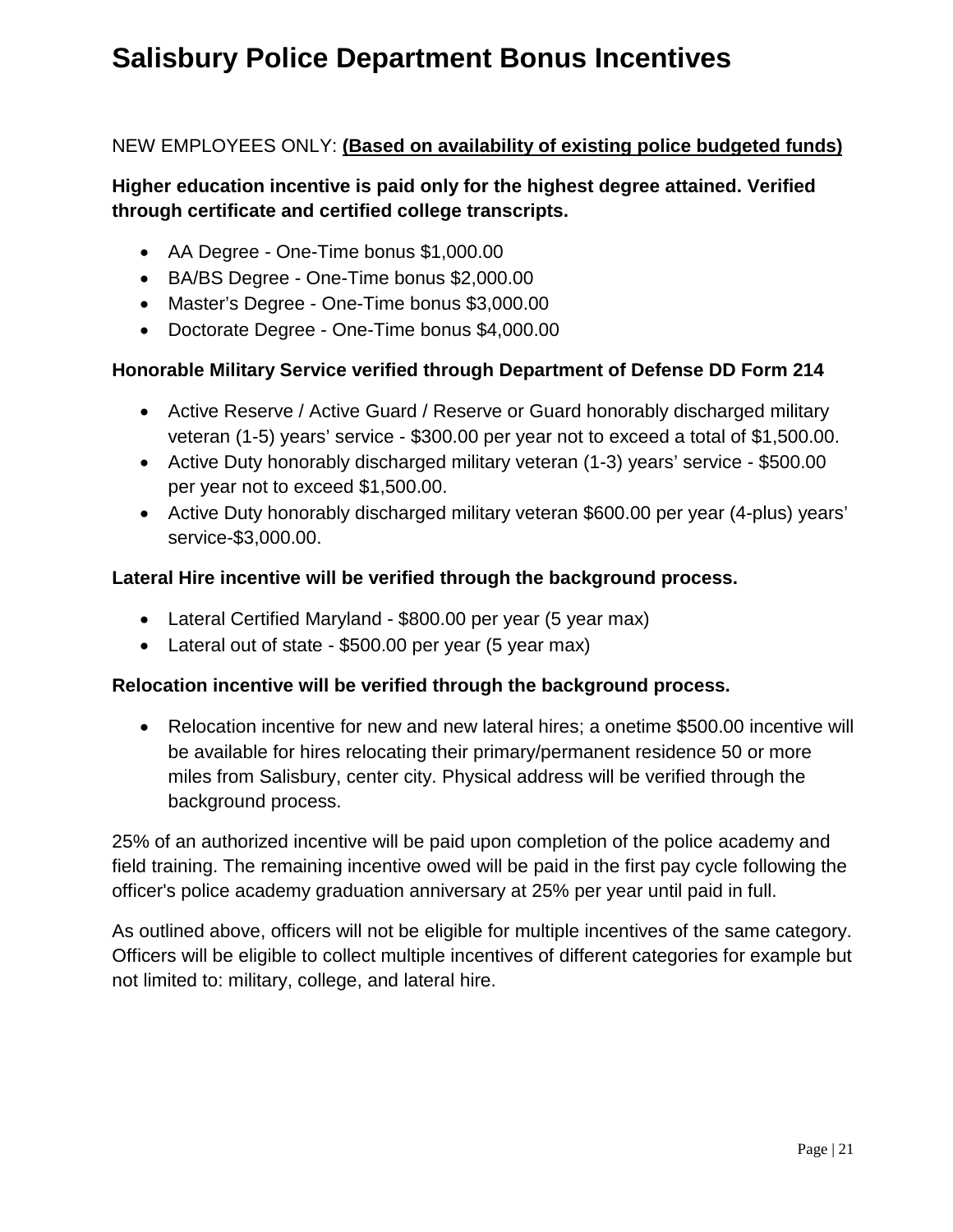# Salisbury Police Department Bonus Incentives

NEW EMPLOYEES ONLY: **<u>(Based on availability of existing police budgeted funds)</u>**

**Higher education incentive is paid only for the highest degree attained. Verified through certificate and certified college transcripts.**

- AA Degree - One-Time bonus $1,000.00
- BA/BS Degree - One-Time bonus $2,000.00
- Master's Degree - One-Time bonus $3,000.00
- Doctorate Degree - One-Time bonus $4,000.00

**Honorable Military Service verified through Department of Defense DD Form 214**

- Active Reserve / Active Guard / Reserve or Guard honorably discharged military veteran (1-5) years' service - $300.00 per year not to exceed a total of $1,500.00.
- Active Duty honorably discharged military veteran (1-3) years' service - $500.00 per year not to exceed $1,500.00.
- Active Duty honorably discharged military veteran $600.00 per year (4-plus) years' service-$3,000.00.

**Lateral Hire incentive will be verified through the background process.**

- Lateral Certified Maryland - $800.00 per year (5 year max)
- Lateral out of state - $500.00 per year (5 year max)

**Relocation incentive will be verified through the background process.**

- Relocation incentive for new and new lateral hires; a onetime $500.00 incentive will be available for hires relocating their primary/permanent residence 50 or more miles from Salisbury, center city. Physical address will be verified through the background process.

25% of an authorized incentive will be paid upon completion of the police academy and field training. The remaining incentive owed will be paid in the first pay cycle following the officer's police academy graduation anniversary at 25% per year until paid in full.

As outlined above, officers will not be eligible for multiple incentives of the same category. Officers will be eligible to collect multiple incentives of different categories for example but not limited to: military, college, and lateral hire.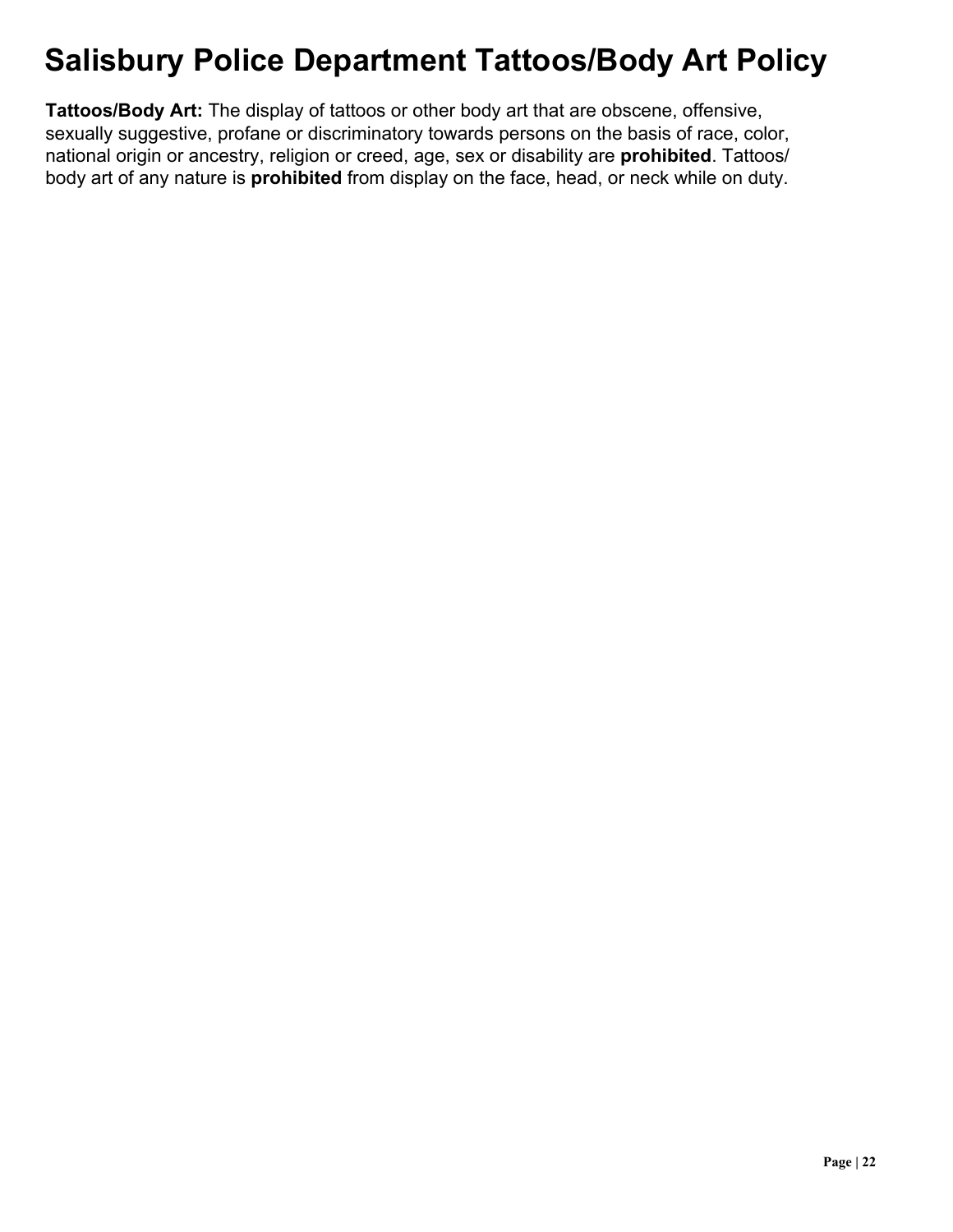# Salisbury Police Department Tattoos/Body Art Policy

**Tattoos/Body Art:** The display of tattoos or other body art that are obscene, offensive, sexually suggestive, profane or discriminatory towards persons on the basis of race, color, national origin or ancestry, religion or creed, age, sex or disability are **prohibited**. Tattoos/ body art of any nature is **prohibited** from display on the face, head, or neck while on duty.